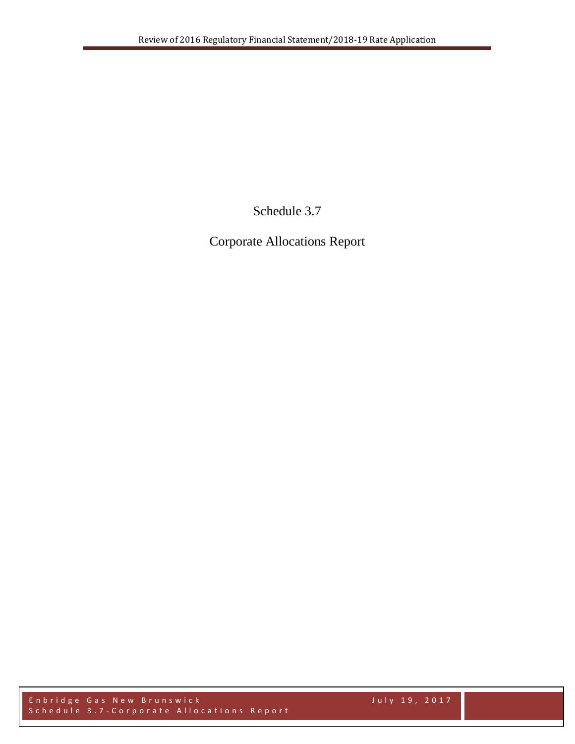# Schedule 3.7

## Corporate Allocations Report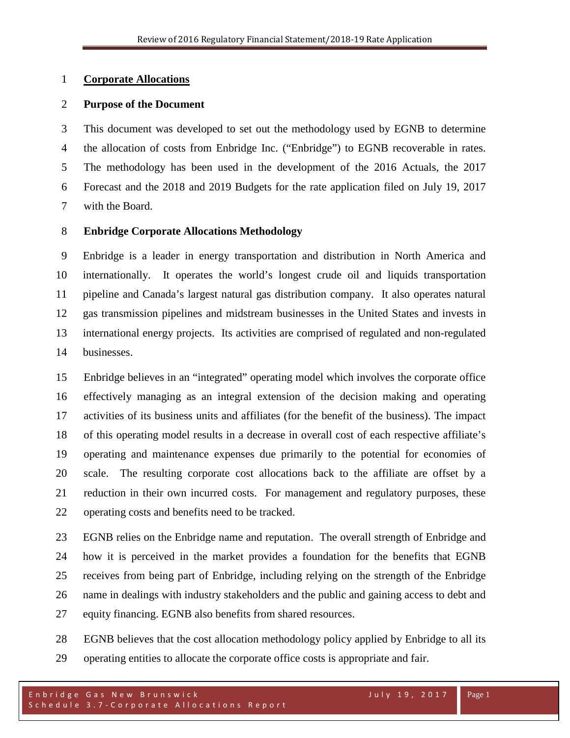# Corporate Allocations

## Purpose of the Document

This document was developed to set out the methodology used by EGNB to determine the allocation of costs from Enbridge Inc. ("Enbridge") to EGNB recoverable in rates. The methodology has been used in the development of the 2016 Actuals, the 2017 Forecast and the 2018 and 2019 Budgets for the rate application filed on July 19, 2017 with the Board.

## Enbridge Corporate Allocations Methodology

Enbridge is a leader in energy transportation and distribution in North America and internationally. It operates the world's longest crude oil and liquids transportation pipeline and Canada's largest natural gas distribution company. It also operates natural gas transmission pipelines and midstream businesses in the United States and invests in international energy projects. Its activities are comprised of regulated and non-regulated businesses.

Enbridge believes in an "integrated" operating model which involves the corporate office effectively managing as an integral extension of the decision making and operating activities of its business units and affiliates (for the benefit of the business). The impact of this operating model results in a decrease in overall cost of each respective affiliate's operating and maintenance expenses due primarily to the potential for economies of scale. The resulting corporate cost allocations back to the affiliate are offset by a reduction in their own incurred costs. For management and regulatory purposes, these operating costs and benefits need to be tracked.

EGNB relies on the Enbridge name and reputation. The overall strength of Enbridge and how it is perceived in the market provides a foundation for the benefits that EGNB receives from being part of Enbridge, including relying on the strength of the Enbridge name in dealings with industry stakeholders and the public and gaining access to debt and equity financing. EGNB also benefits from shared resources.

EGNB believes that the cost allocation methodology policy applied by Enbridge to all its operating entities to allocate the corporate office costs is appropriate and fair.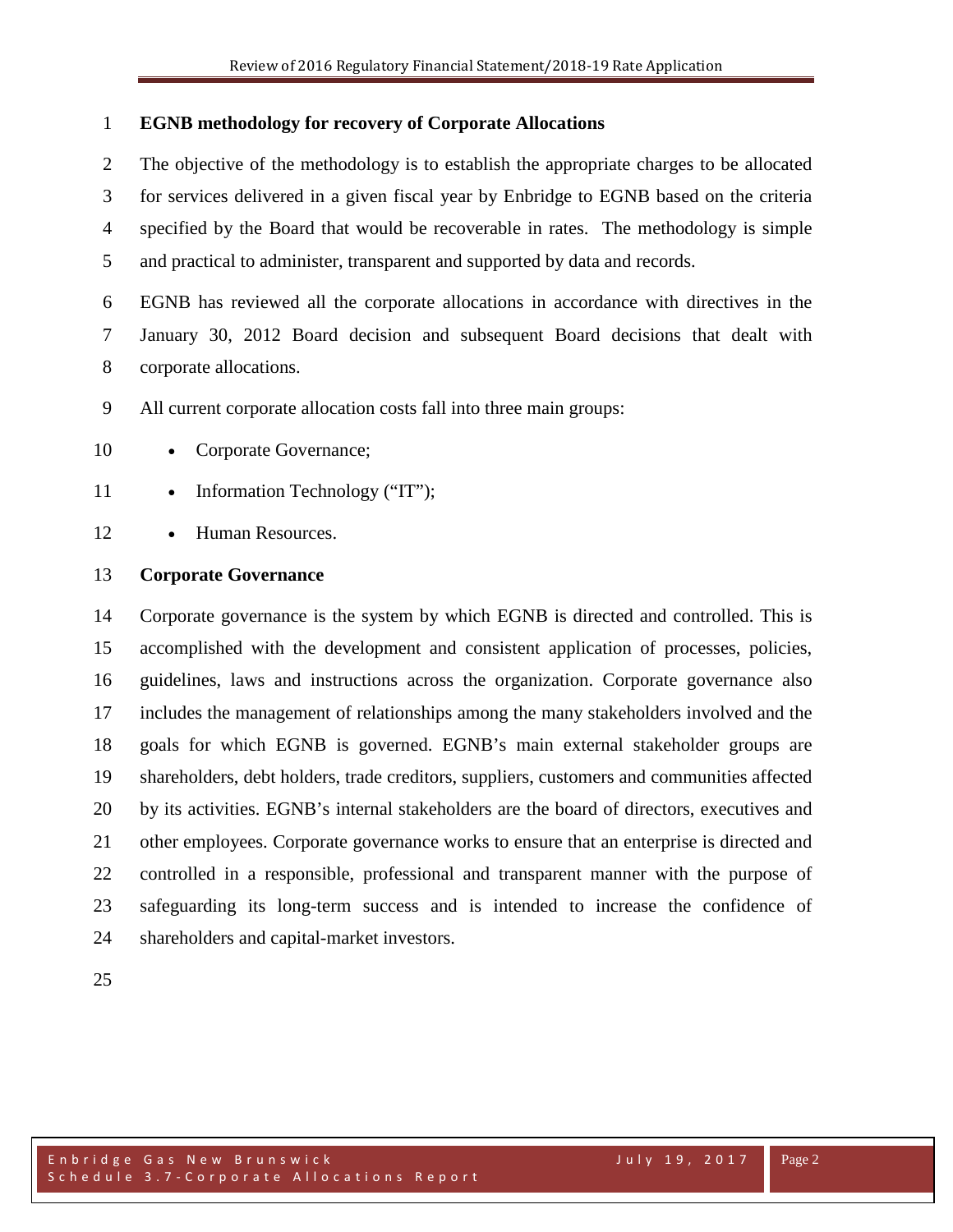**EGNB methodology for recovery of Corporate Allocations**

The objective of the methodology is to establish the appropriate charges to be allocated for services delivered in a given fiscal year by Enbridge to EGNB based on the criteria specified by the Board that would be recoverable in rates. The methodology is simple and practical to administer, transparent and supported by data and records.

EGNB has reviewed all the corporate allocations in accordance with directives in the January 30, 2012 Board decision and subsequent Board decisions that dealt with corporate allocations.

All current corporate allocation costs fall into three main groups:

- Corporate Governance;
- Information Technology ("IT");
- Human Resources.

**Corporate Governance**

Corporate governance is the system by which EGNB is directed and controlled. This is accomplished with the development and consistent application of processes, policies, guidelines, laws and instructions across the organization. Corporate governance also includes the management of relationships among the many stakeholders involved and the goals for which EGNB is governed. EGNB's main external stakeholder groups are shareholders, debt holders, trade creditors, suppliers, customers and communities affected by its activities. EGNB's internal stakeholders are the board of directors, executives and other employees. Corporate governance works to ensure that an enterprise is directed and controlled in a responsible, professional and transparent manner with the purpose of safeguarding its long-term success and is intended to increase the confidence of shareholders and capital-market investors.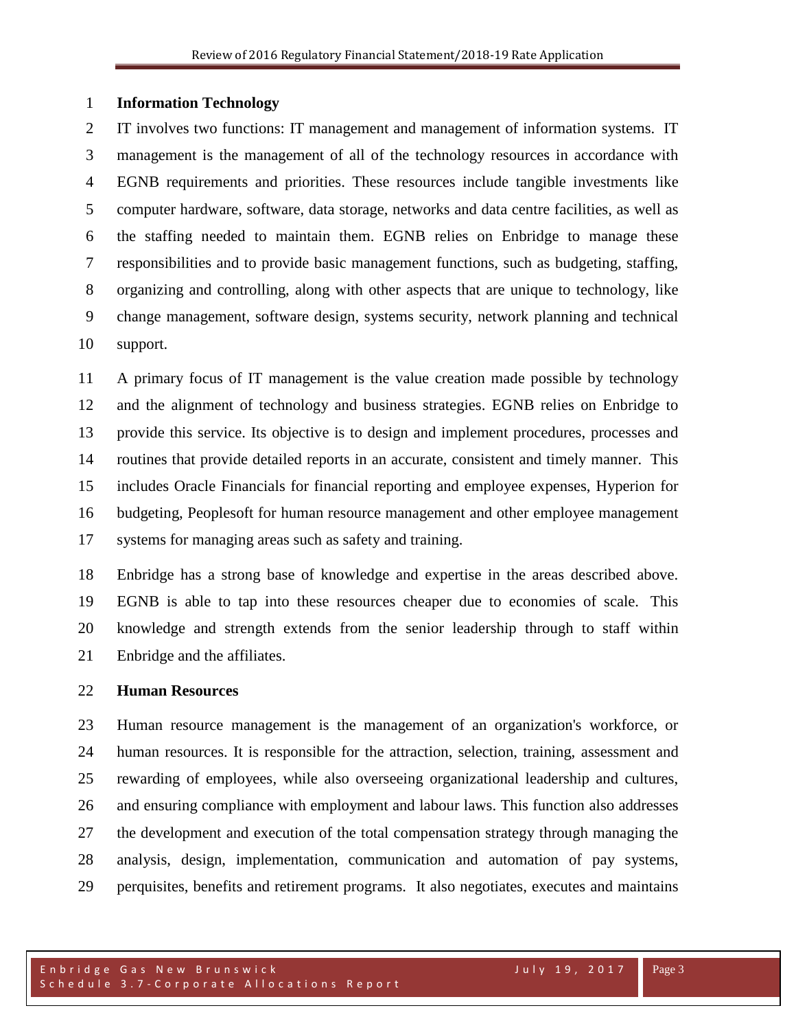**Information Technology**

IT involves two functions: IT management and management of information systems. IT management is the management of all of the technology resources in accordance with EGNB requirements and priorities. These resources include tangible investments like computer hardware, software, data storage, networks and data centre facilities, as well as the staffing needed to maintain them. EGNB relies on Enbridge to manage these responsibilities and to provide basic management functions, such as budgeting, staffing, organizing and controlling, along with other aspects that are unique to technology, like change management, software design, systems security, network planning and technical support.

A primary focus of IT management is the value creation made possible by technology and the alignment of technology and business strategies. EGNB relies on Enbridge to provide this service. Its objective is to design and implement procedures, processes and routines that provide detailed reports in an accurate, consistent and timely manner. This includes Oracle Financials for financial reporting and employee expenses, Hyperion for budgeting, Peoplesoft for human resource management and other employee management systems for managing areas such as safety and training.

Enbridge has a strong base of knowledge and expertise in the areas described above. EGNB is able to tap into these resources cheaper due to economies of scale. This knowledge and strength extends from the senior leadership through to staff within Enbridge and the affiliates.

**Human Resources**

Human resource management is the management of an organization's workforce, or human resources. It is responsible for the attraction, selection, training, assessment and rewarding of employees, while also overseeing organizational leadership and cultures, and ensuring compliance with employment and labour laws. This function also addresses the development and execution of the total compensation strategy through managing the analysis, design, implementation, communication and automation of pay systems, perquisites, benefits and retirement programs. It also negotiates, executes and maintains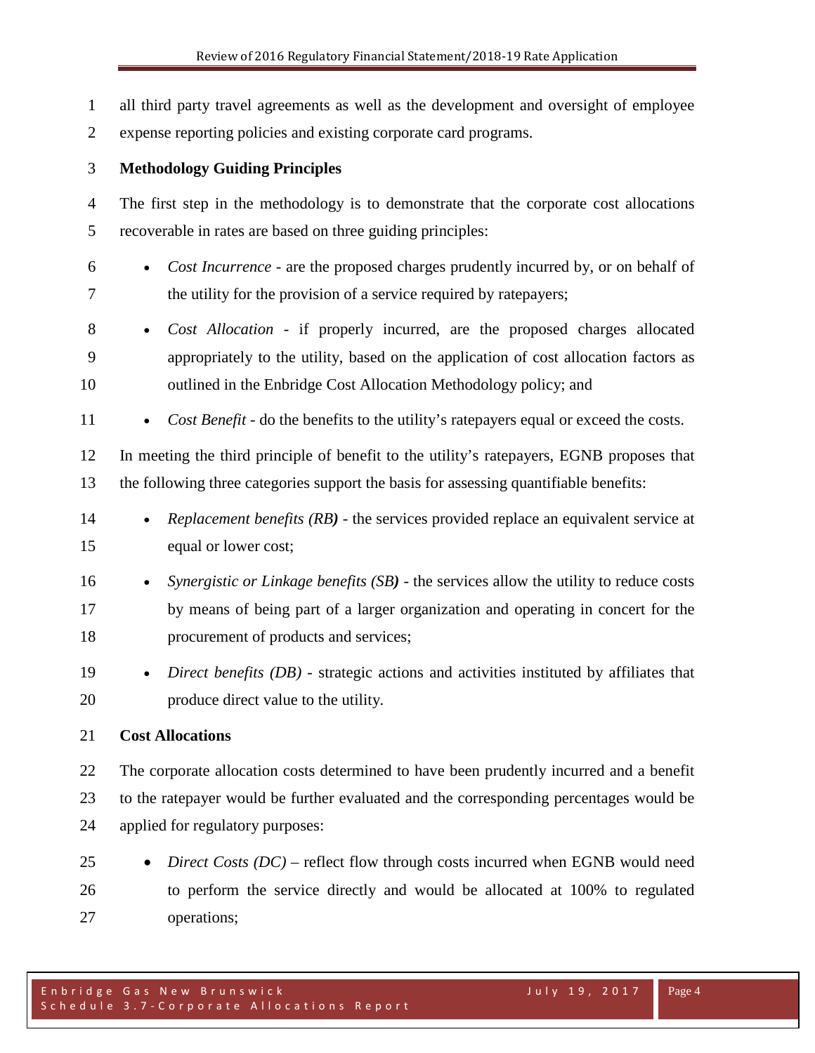all third party travel agreements as well as the development and oversight of employee expense reporting policies and existing corporate card programs.

**Methodology Guiding Principles**

The first step in the methodology is to demonstrate that the corporate cost allocations recoverable in rates are based on three guiding principles:

- *Cost Incurrence* - are the proposed charges prudently incurred by, or on behalf of the utility for the provision of a service required by ratepayers;
- *Cost Allocation* - if properly incurred, are the proposed charges allocated appropriately to the utility, based on the application of cost allocation factors as outlined in the Enbridge Cost Allocation Methodology policy; and
- *Cost Benefit* - do the benefits to the utility's ratepayers equal or exceed the costs.

In meeting the third principle of benefit to the utility's ratepayers, EGNB proposes that the following three categories support the basis for assessing quantifiable benefits:

- *Replacement benefits (RB)* - the services provided replace an equivalent service at equal or lower cost;
- *Synergistic or Linkage benefits (SB)* - the services allow the utility to reduce costs by means of being part of a larger organization and operating in concert for the procurement of products and services;
- *Direct benefits (DB)* - strategic actions and activities instituted by affiliates that produce direct value to the utility.

**Cost Allocations**

The corporate allocation costs determined to have been prudently incurred and a benefit to the ratepayer would be further evaluated and the corresponding percentages would be applied for regulatory purposes:

- *Direct Costs (DC)* – reflect flow through costs incurred when EGNB would need to perform the service directly and would be allocated at 100% to regulated operations;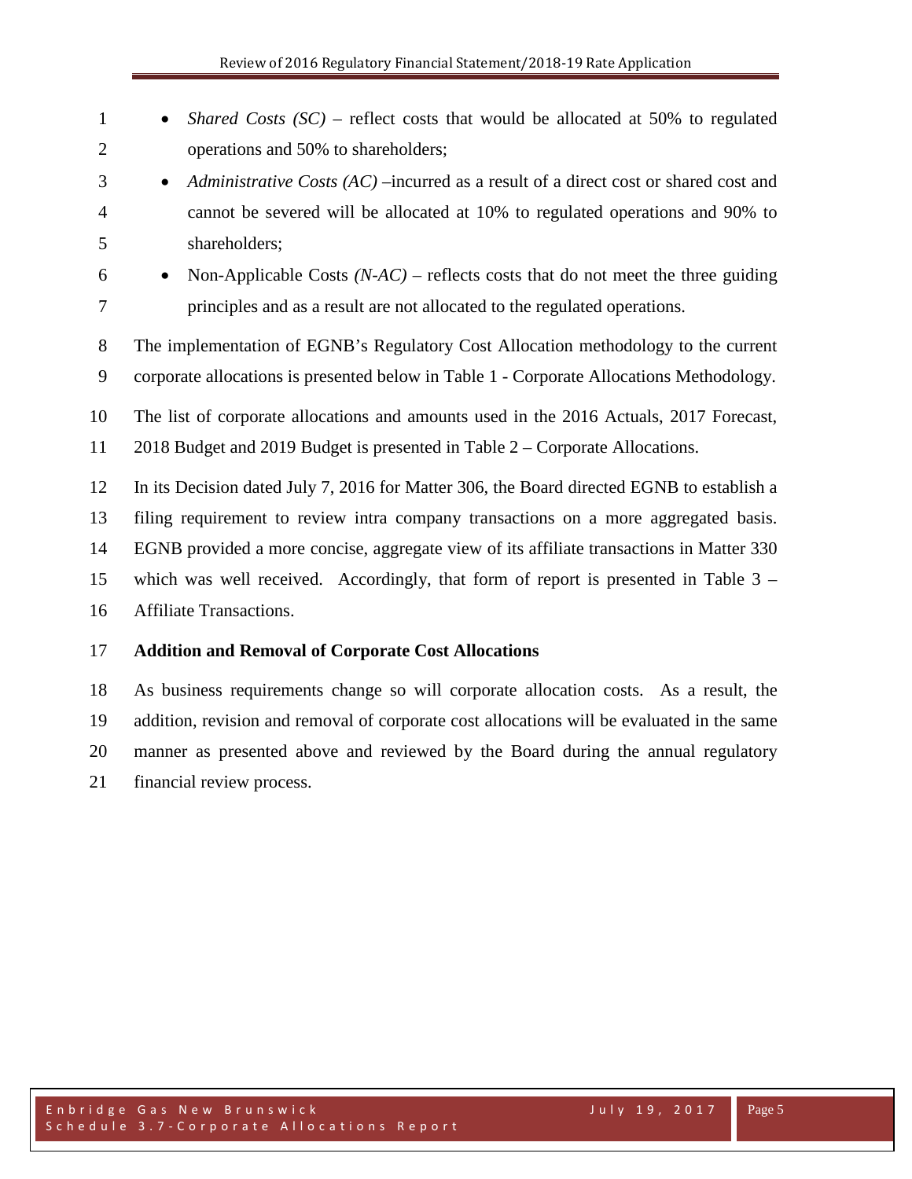- *Shared Costs (SC)* – reflect costs that would be allocated at 50% to regulated operations and 50% to shareholders;
- *Administrative Costs (AC)* –incurred as a result of a direct cost or shared cost and cannot be severed will be allocated at 10% to regulated operations and 90% to shareholders;
- Non-Applicable Costs *(N-AC)* – reflects costs that do not meet the three guiding principles and as a result are not allocated to the regulated operations.

The implementation of EGNB's Regulatory Cost Allocation methodology to the current corporate allocations is presented below in Table 1 - Corporate Allocations Methodology.

The list of corporate allocations and amounts used in the 2016 Actuals, 2017 Forecast, 2018 Budget and 2019 Budget is presented in Table 2 – Corporate Allocations.

In its Decision dated July 7, 2016 for Matter 306, the Board directed EGNB to establish a filing requirement to review intra company transactions on a more aggregated basis. EGNB provided a more concise, aggregate view of its affiliate transactions in Matter 330 which was well received. Accordingly, that form of report is presented in Table 3 – Affiliate Transactions.

**Addition and Removal of Corporate Cost Allocations**

As business requirements change so will corporate allocation costs. As a result, the addition, revision and removal of corporate cost allocations will be evaluated in the same manner as presented above and reviewed by the Board during the annual regulatory financial review process.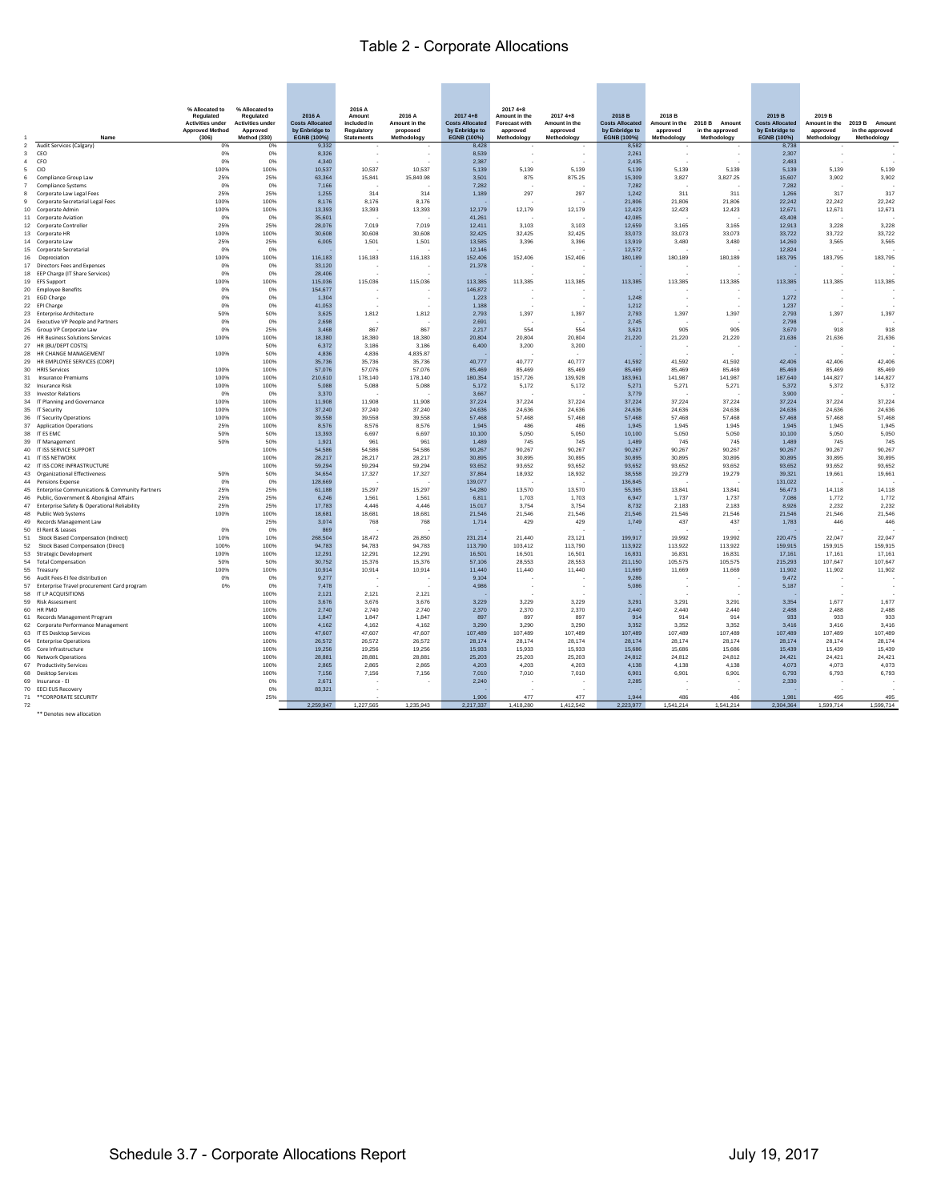# Table 2 - Corporate Allocations

| | Name | % Allocated to Regulated Activities under Approved Method (306) | % Allocated to Regulated Activities under Approved Method (330) | 2016 A Costs Allocated by Enbridge to EGNB (100%) | 2016 A Amount included in Regulatory Statements | 2016 A Amount in the proposed Methodology | 2017 4+8 Costs Allocated by Enbridge to EGNB (100%) | 2017 4+8 Amount in the Forecast with approved Methodology | 2017 4+8 Amount in the approved Methodology | 2018 B Costs Allocated by Enbridge to EGNB (100%) | 2018 B Amount in the approved Methodology | 2018 B Amount in the approved Methodology | 2019 B Costs Allocated by Enbridge to EGNB (100%) | 2019 B Amount in the approved Methodology | 2019 B Amount in the approved Methodology |
|---|---|---|---|---|---|---|---|---|---|---|---|---|---|---|---|
| 2 | Audit Services (Calgary) | 0% | 0% | 9,332 | - | - | 8,428 | - | - | 8,582 | - | - | 8,738 | - | - |
| 3 | CEO | 0% | 0% | 8,326 | - | - | 8,539 | - | - | 2,261 | - | - | 2,307 | - | - |
| 4 | CFO | 0% | 0% | 4,340 | - | - | 2,387 | - | - | 2,435 | - | - | 2,483 | - | - |
| 5 | CIO | 100% | 100% | 10,537 | 10,537 | 10,537 | 5,139 | 5,139 | 5,139 | 5,139 | 5,139 | 5,139 | 5,139 | 5,139 | 5,139 |
| 6 | Compliance Group Law | 25% | 25% | 63,364 | 15,841 | 15,840.98 | 3,501 | 875 | 875.25 | 15,309 | 3,827 | 3,827.25 | 15,607 | 3,902 | 3,902 |
| 7 | Compliance Systems | 0% | 0% | 7,166 | - | - | 7,282 | - | - | 7,282 | - | - | 7,282 | - | - |
| 8 | Corporate Law Legal Fees | 25% | 25% | 1,255 | 314 | 314 | 1,189 | 297 | 297 | 1,242 | 311 | 311 | 1,266 | 317 | 317 |
| 9 | Corporate Secretarial Legal Fees | 100% | 100% | 8,176 | 8,176 | 8,176 | - | - | - | 21,806 | 21,806 | 21,806 | 22,242 | 22,242 | 22,242 |
| 10 | Corporate Admin | 100% | 100% | 13,393 | 13,393 | 13,393 | 12,179 | 12,179 | 12,179 | 12,423 | 12,423 | 12,423 | 12,671 | 12,671 | 12,671 |
| 11 | Corporate Aviation | 0% | 0% | 35,601 | - | - | 41,261 | - | - | 42,085 | - | - | 43,408 | - | - |
| 12 | Corporate Controller | 25% | 25% | 28,076 | 7,019 | 7,019 | 12,411 | 3,103 | 3,103 | 12,659 | 3,165 | 3,165 | 12,913 | 3,228 | 3,228 |
| 13 | Corporate HR | 100% | 100% | 30,608 | 30,608 | 30,608 | 32,425 | 32,425 | 32,425 | 33,073 | 33,073 | 33,073 | 33,722 | 33,722 | 33,722 |
| 14 | Corporate Law | 25% | 25% | 6,005 | 1,501 | 1,501 | 13,585 | 3,396 | 3,396 | 13,919 | 3,480 | 3,480 | 14,260 | 3,565 | 3,565 |
| 15 | Corporate Secretarial | 0% | 0% | - | - | - | 12,146 | - | - | 12,572 | - | - | 12,824 | - | - |
| 16 | Depreciation | 100% | 100% | 116,183 | 116,183 | 116,183 | 152,406 | 152,406 | 152,406 | 180,189 | 180,189 | 180,189 | 183,795 | 183,795 | 183,795 |
| 17 | Directors Fees and Expenses | 0% | 0% | 33,120 | - | - | 21,378 | - | - | - | - | - | - | - | - |
| 18 | EEP Charge (IT Share Services) | 0% | 0% | 28,406 | - | - | - | - | - | - | - | - | - | - | - |
| 19 | EFS Support | 100% | 100% | 115,036 | 115,036 | 115,036 | 113,385 | 113,385 | 113,385 | 113,385 | 113,385 | 113,385 | 113,385 | 113,385 | 113,385 |
| 20 | Employee Benefits | 0% | 0% | 154,677 | - | - | 146,872 | - | - | - | - | - | - | - | - |
| 21 | EGD Charge | 0% | 0% | 1,304 | - | - | 1,223 | - | - | 1,248 | - | - | 1,272 | - | - |
| 22 | EPI Charge | 0% | 0% | 41,053 | - | - | 1,188 | - | - | 1,212 | - | - | 1,237 | - | - |
| 23 | Enterprise Architecture | 50% | 50% | 3,625 | 1,812 | 1,812 | 2,793 | 1,397 | 1,397 | 2,793 | 1,397 | 1,397 | 2,793 | 1,397 | 1,397 |
| 24 | Executive VP People and Partners | 0% | 0% | 2,698 | - | - | 2,691 | - | - | 2,745 | - | - | 2,798 | - | - |
| 25 | Group VP Corporate Law | 0% | 25% | 3,468 | 867 | 867 | 2,217 | 554 | 554 | 3,621 | 905 | 905 | 3,670 | 918 | 918 |
| 26 | HR Business Solutions Services | 100% | 100% | 18,380 | 18,380 | 18,380 | 20,804 | 20,804 | 20,804 | 21,220 | 21,220 | 21,220 | 21,636 | 21,636 | 21,636 |
| 27 | HR (BU/DEPT COSTS) | | 50% | 6,372 | 3,186 | 3,186 | 6,400 | 3,200 | 3,200 | - | - | - | - | - | - |
| 28 | HR CHANGE MANAGEMENT | 100% | 50% | 4,836 | 4,836 | 4,835.87 | - | - | - | - | - | - | - | - | - |
| 29 | HR EMPLOYEE SERVICES (CORP) | | 100% | 35,736 | 35,736 | 35,736 | 40,777 | 40,777 | 40,777 | 41,592 | 41,592 | 41,592 | 42,406 | 42,406 | 42,406 |
| 30 | HRIS Services | 100% | 100% | 57,076 | 57,076 | 57,076 | 85,469 | 85,469 | 85,469 | 85,469 | 85,469 | 85,469 | 85,469 | 85,469 | 85,469 |
| 31 | Insurance Premiums | 100% | 100% | 210,610 | 178,140 | 178,140 | 180,354 | 157,726 | 139,928 | 183,961 | 141,987 | 141,987 | 187,640 | 144,827 | 144,827 |
| 32 | Insurance Risk | 100% | 100% | 5,088 | 5,088 | 5,088 | 5,172 | 5,172 | 5,172 | 5,271 | 5,271 | 5,271 | 5,372 | 5,372 | 5,372 |
| 33 | Investor Relations | 0% | 0% | 3,370 | - | - | 3,667 | - | - | 3,779 | - | - | 3,900 | - | - |
| 34 | IT Planning and Governance | 100% | 100% | 11,908 | 11,908 | 11,908 | 37,224 | 37,224 | 37,224 | 37,224 | 37,224 | 37,224 | 37,224 | 37,224 | 37,224 |
| 35 | IT Security | 100% | 100% | 37,240 | 37,240 | 37,240 | 24,636 | 24,636 | 24,636 | 24,636 | 24,636 | 24,636 | 24,636 | 24,636 | 24,636 |
| 36 | IT Security Operations | 100% | 100% | 39,558 | 39,558 | 39,558 | 57,468 | 57,468 | 57,468 | 57,468 | 57,468 | 57,468 | 57,468 | 57,468 | 57,468 |
| 37 | Application Operations | 25% | 100% | 8,576 | 8,576 | 8,576 | 1,945 | 486 | 486 | 1,945 | 1,945 | 1,945 | 1,945 | 1,945 | 1,945 |
| 38 | IT ES EMC | 50% | 50% | 13,393 | 6,697 | 6,697 | 10,100 | 5,050 | 5,050 | 10,100 | 5,050 | 5,050 | 10,100 | 5,050 | 5,050 |
| 39 | IT Management | 50% | 50% | 1,921 | 961 | 961 | 1,489 | 745 | 745 | 1,489 | 745 | 745 | 1,489 | 745 | 745 |
| 40 | IT ISS SERVICE SUPPORT | | 100% | 54,586 | 54,586 | 54,586 | 90,267 | 90,267 | 90,267 | 90,267 | 90,267 | 90,267 | 90,267 | 90,267 | 90,267 |
| 41 | IT ISS NETWORK | | 100% | 28,217 | 28,217 | 28,217 | 30,895 | 30,895 | 30,895 | 30,895 | 30,895 | 30,895 | 30,895 | 30,895 | 30,895 |
| 42 | IT ISS CORE INFRASTRUCTURE | | 100% | 59,294 | 59,294 | 59,294 | 93,652 | 93,652 | 93,652 | 93,652 | 93,652 | 93,652 | 93,652 | 93,652 | 93,652 |
| 43 | Organizational Effectiveness | 50% | 50% | 34,654 | 17,327 | 17,327 | 37,864 | 18,932 | 18,932 | 38,558 | 19,279 | 19,279 | 39,321 | 19,661 | 19,661 |
| 44 | Pensions Expense | 0% | 0% | 128,669 | - | - | 139,077 | - | - | 136,845 | - | - | 131,022 | - | - |
| 45 | Enterprise Communications & Community Partners | 25% | 25% | 61,188 | 15,297 | 15,297 | 54,280 | 13,570 | 13,570 | 55,365 | 13,841 | 13,841 | 56,473 | 14,118 | 14,118 |
| 46 | Public, Government & Aboriginal Affairs | 25% | 25% | 6,246 | 1,561 | 1,561 | 6,811 | 1,703 | 1,703 | 6,947 | 1,737 | 1,737 | 7,086 | 1,772 | 1,772 |
| 47 | Enterprise Safety & Operational Reliability | 25% | 25% | 17,783 | 4,446 | 4,446 | 15,017 | 3,754 | 3,754 | 8,732 | 2,183 | 2,183 | 8,926 | 2,232 | 2,232 |
| 48 | Public Web Systems | 100% | 100% | 18,681 | 18,681 | 18,681 | 21,546 | 21,546 | 21,546 | 21,546 | 21,546 | 21,546 | 21,546 | 21,546 | 21,546 |
| 49 | Records Management Law | | 25% | 3,074 | 768 | 768 | 1,714 | 429 | 429 | 1,749 | 437 | 437 | 1,783 | 446 | 446 |
| 50 | EI Rent & Leases | 0% | 0% | 869 | - | - | - | - | - | - | - | - | - | - | - |
| 51 | Stock Based Compensation (Indirect) | 10% | 10% | 268,504 | 18,472 | 26,850 | 231,214 | 21,440 | 23,121 | 199,917 | 19,992 | 19,992 | 220,475 | 22,047 | 22,047 |
| 52 | Stock Based Compensation (Direct) | 100% | 100% | 94,783 | 94,783 | 94,783 | 113,790 | 103,412 | 113,790 | 113,922 | 113,922 | 113,922 | 159,915 | 159,915 | 159,915 |
| 53 | Strategic Development | 100% | 100% | 12,291 | 12,291 | 12,291 | 16,501 | 16,501 | 16,501 | 16,831 | 16,831 | 16,831 | 17,161 | 17,161 | 17,161 |
| 54 | Total Compensation | 50% | 50% | 30,752 | 15,376 | 15,376 | 57,106 | 28,553 | 28,553 | 211,150 | 105,575 | 105,575 | 215,293 | 107,647 | 107,647 |
| 55 | Treasury | 100% | 100% | 10,914 | 10,914 | 10,914 | 11,440 | 11,440 | 11,440 | 11,669 | 11,669 | 11,669 | 11,902 | 11,902 | 11,902 |
| 56 | Audit Fees-EI fee distribution | 0% | 0% | 9,277 | - | - | 9,104 | - | - | 9,286 | - | - | 9,472 | - | - |
| 57 | Enterprise Travel procurement Card program | 0% | 0% | 7,478 | - | - | 4,986 | - | - | 5,086 | - | - | 5,187 | - | - |
| 58 | IT LP ACQUISITIONS | | 100% | 2,121 | 2,121 | 2,121 | - | - | - | - | - | - | - | - | - |
| 59 | Risk Assessment | | 100% | 3,676 | 3,676 | 3,676 | 3,229 | 3,229 | 3,229 | 3,291 | 3,291 | 3,291 | 3,354 | 1,677 | 1,677 |
| 60 | HR PMO | | 100% | 2,740 | 2,740 | 2,740 | 2,370 | 2,370 | 2,370 | 2,440 | 2,440 | 2,440 | 2,488 | 2,488 | 2,488 |
| 61 | Records Management Program | | 100% | 1,847 | 1,847 | 1,847 | 897 | 897 | 897 | 914 | 914 | 914 | 933 | 933 | 933 |
| 62 | Corporate Performance Management | | 100% | 4,162 | 4,162 | 4,162 | 3,290 | 3,290 | 3,290 | 3,352 | 3,352 | 3,352 | 3,416 | 3,416 | 3,416 |
| 63 | IT ES Desktop Services | | 100% | 47,607 | 47,607 | 47,607 | 107,489 | 107,489 | 107,489 | 107,489 | 107,489 | 107,489 | 107,489 | 107,489 | 107,489 |
| 64 | Enterprise Operations | | 100% | 26,572 | 26,572 | 26,572 | 28,174 | 28,174 | 28,174 | 28,174 | 28,174 | 28,174 | 28,174 | 28,174 | 28,174 |
| 65 | Core Infrastructure | | 100% | 19,256 | 19,256 | 19,256 | 15,933 | 15,933 | 15,933 | 15,686 | 15,686 | 15,686 | 15,439 | 15,439 | 15,439 |
| 66 | Network Operations | | 100% | 28,881 | 28,881 | 28,881 | 25,203 | 25,203 | 25,203 | 24,812 | 24,812 | 24,812 | 24,421 | 24,421 | 24,421 |
| 67 | Productivity Services | | 100% | 2,865 | 2,865 | 2,865 | 4,203 | 4,203 | 4,203 | 4,138 | 4,138 | 4,138 | 4,073 | 4,073 | 4,073 |
| 68 | Desktop Services | | 100% | 7,156 | 7,156 | 7,156 | 7,010 | 7,010 | 7,010 | 6,901 | 6,901 | 6,901 | 6,793 | 6,793 | 6,793 |
| 69 | Insurance - EI | | 0% | 2,671 | - | - | 2,240 | - | - | 2,285 | - | - | 2,330 | - | - |
| 70 | EECI EUS Recovery | | 0% | 83,321 | - | - | - | - | - | - | - | - | - | - | - |
| 71 | **CORPORATE SECURITY | | 25% | - | - | - | 1,906 | 477 | 477 | 1,944 | 486 | 486 | 1,981 | 495 | 495 |
| 72 | | | | 2,259,947 | 1,227,565 | 1,235,943 | 2,217,337 | 1,418,280 | 1,412,542 | 2,223,977 | 1,541,214 | 1,541,214 | 2,304,364 | 1,599,714 | 1,599,714 |

** Denotes new allocation

Schedule 3.7 - Corporate Allocations Report

July 19, 2017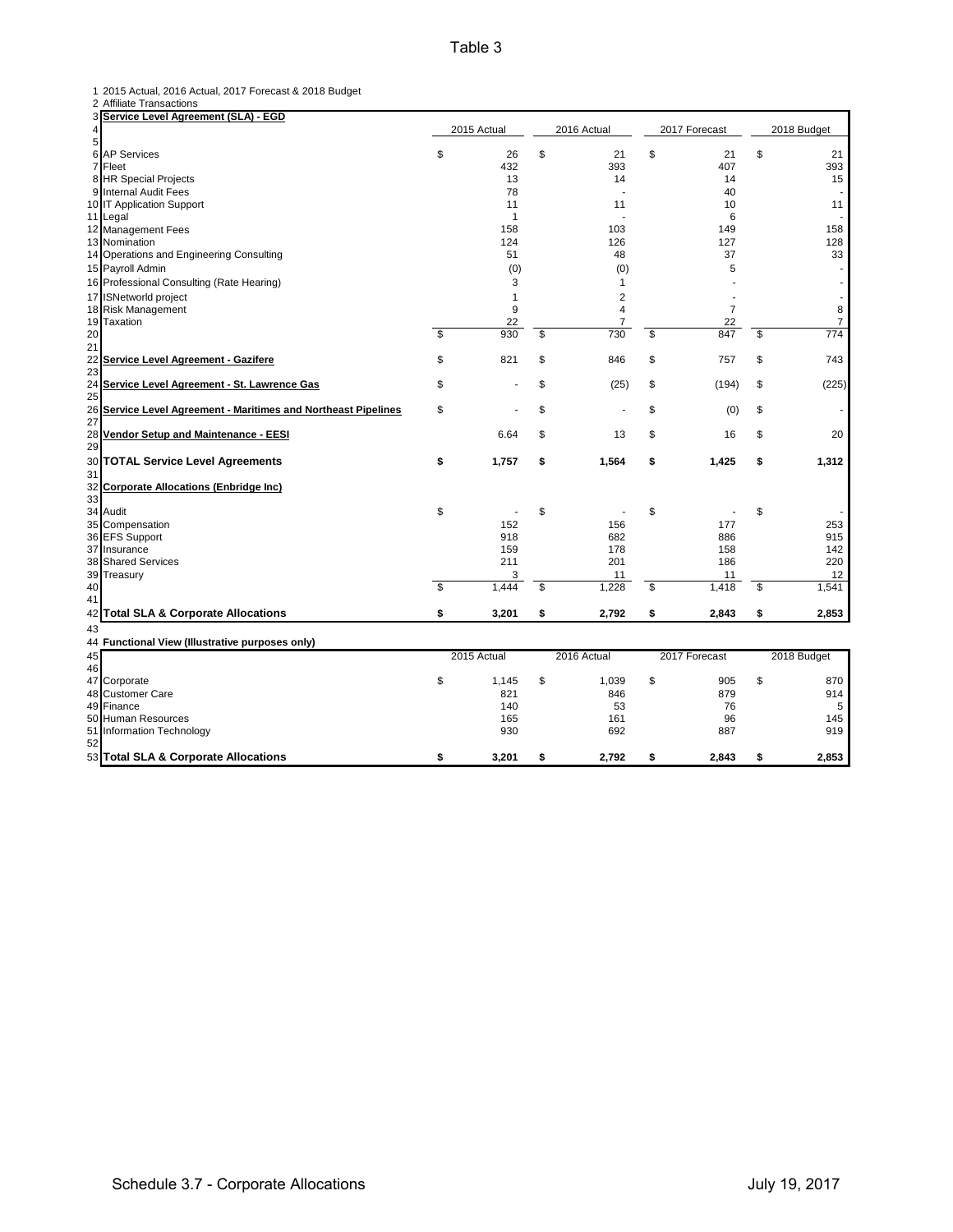# Table 3

2015 Actual, 2016 Actual, 2017 Forecast & 2018 Budget
Affiliate Transactions

| Line | Description | 2015 Actual | 2016 Actual | 2017 Forecast | 2018 Budget |
|---|---|---|---|---|---|
| 3 | **Service Level Agreement (SLA) - EGD** | | | | |
| 6 | AP Services | $ 26 | $ 21 | $ 21 | $ 21 |
| 7 | Fleet | 432 | 393 | 407 | 393 |
| 8 | HR Special Projects | 13 | 14 | 14 | 15 |
| 9 | Internal Audit Fees | 78 | - | 40 | - |
| 10 | IT Application Support | 11 | 11 | 10 | 11 |
| 11 | Legal | 1 | - | 6 | - |
| 12 | Management Fees | 158 | 103 | 149 | 158 |
| 13 | Nomination | 124 | 126 | 127 | 128 |
| 14 | Operations and Engineering Consulting | 51 | 48 | 37 | 33 |
| 15 | Payroll Admin | (0) | (0) | 5 | - |
| 16 | Professional Consulting (Rate Hearing) | 3 | 1 | - | - |
| 17 | ISNetworld project | 1 | 2 | - | - |
| 18 | Risk Management | 9 | 4 | 7 | 8 |
| 19 | Taxation | 22 | 7 | 22 | 7 |
| 20 | | $ 930 | $ 730 | $ 847 | $ 774 |
| 22 | **Service Level Agreement - Gazifere** | $ 821 | $ 846 | $ 757 | $ 743 |
| 24 | **Service Level Agreement - St. Lawrence Gas** | $ - | $ (25) | $ (194) | $ (225) |
| 26 | **Service Level Agreement - Maritimes and Northeast Pipelines** | $ - | $ - | $ (0) | $ - |
| 28 | **Vendor Setup and Maintenance - EESI** | 6.64 | $ 13 | $ 16 | $ 20 |
| 30 | **TOTAL Service Level Agreements** | **$ 1,757** | **$ 1,564** | **$ 1,425** | **$ 1,312** |
| 32 | **Corporate Allocations (Enbridge Inc)** | | | | |
| 34 | Audit | $ - | $ - | $ - | $ - |
| 35 | Compensation | 152 | 156 | 177 | 253 |
| 36 | EFS Support | 918 | 682 | 886 | 915 |
| 37 | Insurance | 159 | 178 | 158 | 142 |
| 38 | Shared Services | 211 | 201 | 186 | 220 |
| 39 | Treasury | 3 | 11 | 11 | 12 |
| 40 | | $ 1,444 | $ 1,228 | $ 1,418 | $ 1,541 |
| 42 | **Total SLA & Corporate Allocations** | **$ 3,201** | **$ 2,792** | **$ 2,843** | **$ 2,853** |

**Functional View (Illustrative purposes only)**

| Line | Description | 2015 Actual | 2016 Actual | 2017 Forecast | 2018 Budget |
|---|---|---|---|---|---|
| 47 | Corporate | $ 1,145 | $ 1,039 | $ 905 | $ 870 |
| 48 | Customer Care | 821 | 846 | 879 | 914 |
| 49 | Finance | 140 | 53 | 76 | 5 |
| 50 | Human Resources | 165 | 161 | 96 | 145 |
| 51 | Information Technology | 930 | 692 | 887 | 919 |
| 53 | **Total SLA & Corporate Allocations** | **$ 3,201** | **$ 2,792** | **$ 2,843** | **$ 2,853** |

Schedule 3.7 - Corporate Allocations July 19, 2017